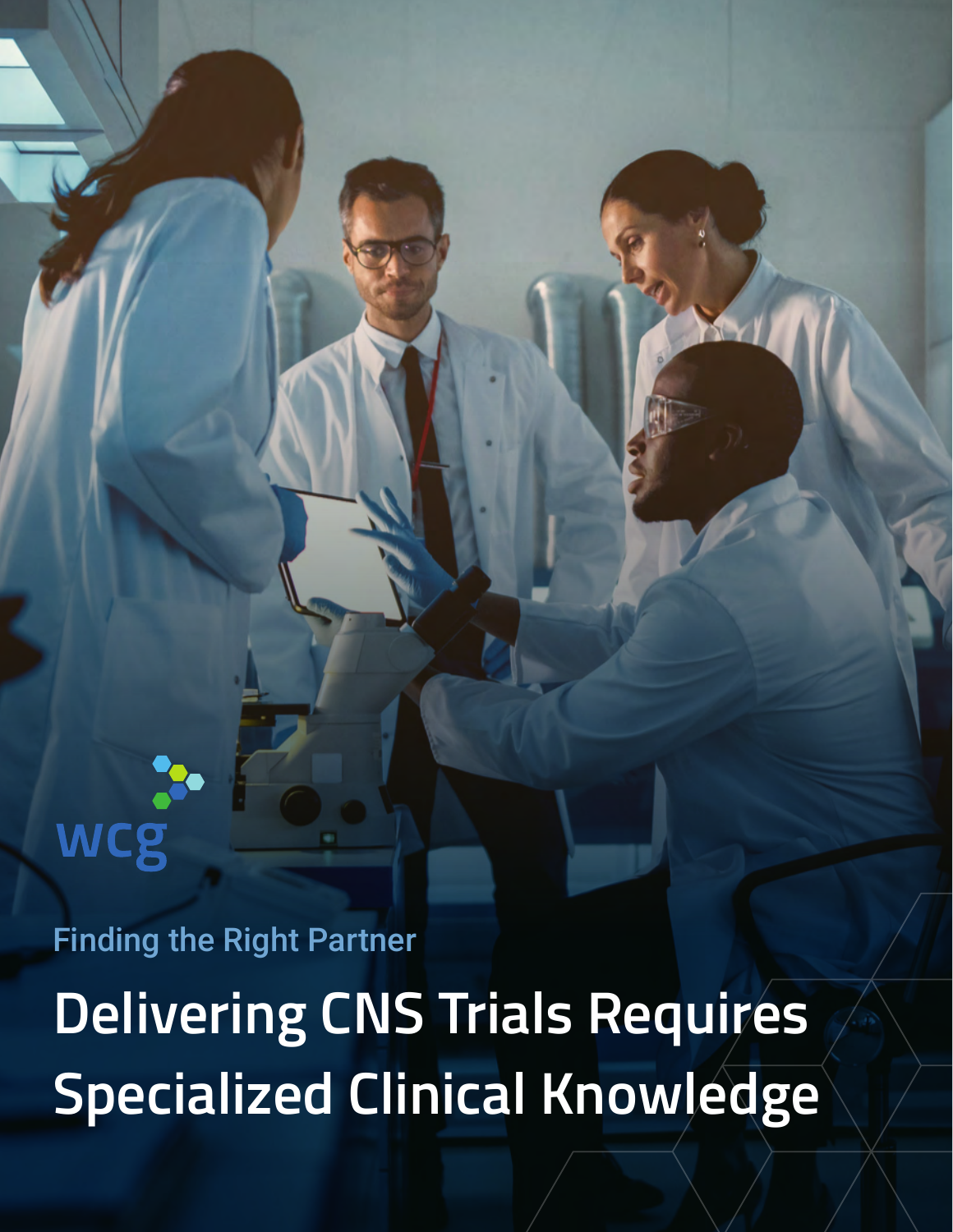wcg

Finding the Right Partner

# Delivering CNS Trials Requires Specialized Clinical Knowledge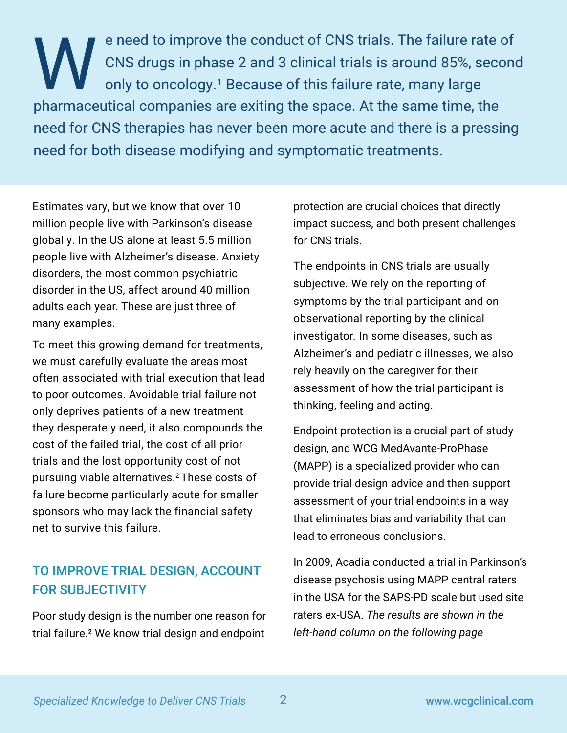We need to improve the conduct of CNS trials. The failure rate of CNS drugs in phase 2 and 3 clinical trials is around 85%, second only to oncology.[1] Because of this failure rate, many large pharmaceutical companies are exiting the space. At the same time, the need for CNS therapies has never been more acute and there is a pressing need for both disease modifying and symptomatic treatments.

Estimates vary, but we know that over 10 million people live with Parkinson's disease globally. In the US alone at least 5.5 million people live with Alzheimer's disease. Anxiety disorders, the most common psychiatric disorder in the US, affect around 40 million adults each year. These are just three of many examples.

To meet this growing demand for treatments, we must carefully evaluate the areas most often associated with trial execution that lead to poor outcomes. Avoidable trial failure not only deprives patients of a new treatment they desperately need, it also compounds the cost of the failed trial, the cost of all prior trials and the lost opportunity cost of not pursuing viable alternatives.[2] These costs of failure become particularly acute for smaller sponsors who may lack the financial safety net to survive this failure.

## TO IMPROVE TRIAL DESIGN, ACCOUNT FOR SUBJECTIVITY

Poor study design is the number one reason for trial failure.[2] We know trial design and endpoint protection are crucial choices that directly impact success, and both present challenges for CNS trials.

The endpoints in CNS trials are usually subjective. We rely on the reporting of symptoms by the trial participant and on observational reporting by the clinical investigator. In some diseases, such as Alzheimer's and pediatric illnesses, we also rely heavily on the caregiver for their assessment of how the trial participant is thinking, feeling and acting.

Endpoint protection is a crucial part of study design, and WCG MedAvante-ProPhase (MAPP) is a specialized provider who can provide trial design advice and then support assessment of your trial endpoints in a way that eliminates bias and variability that can lead to erroneous conclusions.

In 2009, Acadia conducted a trial in Parkinson's disease psychosis using MAPP central raters in the USA for the SAPS-PD scale but used site raters ex-USA. *The results are shown in the left-hand column on the following page*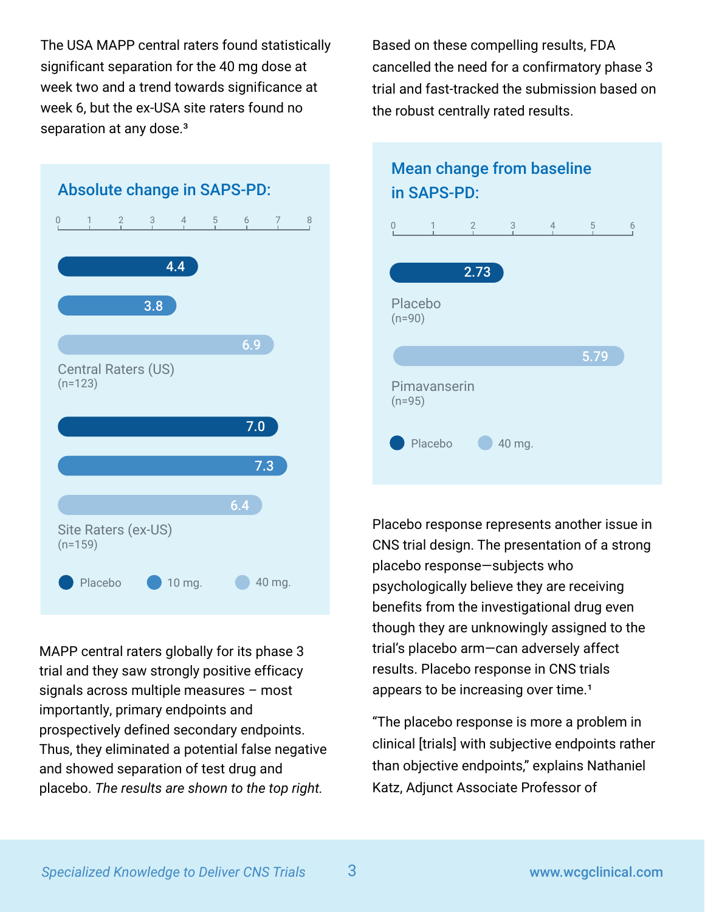The USA MAPP central raters found statistically significant separation for the 40 mg dose at week two and a trend towards significance at week 6, but the ex-USA site raters found no separation at any dose.[3]

### Absolute change in SAPS-PD:

| | Placebo | 10 mg. | 40 mg. |
|---|---|---|---|
| Central Raters (US) (n=123) | 4.4 | 3.8 | 6.9 |
| Site Raters (ex-US) (n=159) | 7.0 | 7.3 | 6.4 |

MAPP central raters globally for its phase 3 trial and they saw strongly positive efficacy signals across multiple measures – most importantly, primary endpoints and prospectively defined secondary endpoints. Thus, they eliminated a potential false negative and showed separation of test drug and placebo. *The results are shown to the top right.*

Based on these compelling results, FDA cancelled the need for a confirmatory phase 3 trial and fast-tracked the submission based on the robust centrally rated results.

### Mean change from baseline in SAPS-PD:

| | Mean change |
|---|---|
| Placebo (n=90) | 2.73 |
| Pimavanserin (n=95) – 40 mg. | 5.79 |

Placebo response represents another issue in CNS trial design. The presentation of a strong placebo response—subjects who psychologically believe they are receiving benefits from the investigational drug even though they are unknowingly assigned to the trial's placebo arm—can adversely affect results. Placebo response in CNS trials appears to be increasing over time.[1]

"The placebo response is more a problem in clinical [trials] with subjective endpoints rather than objective endpoints," explains Nathaniel Katz, Adjunct Associate Professor of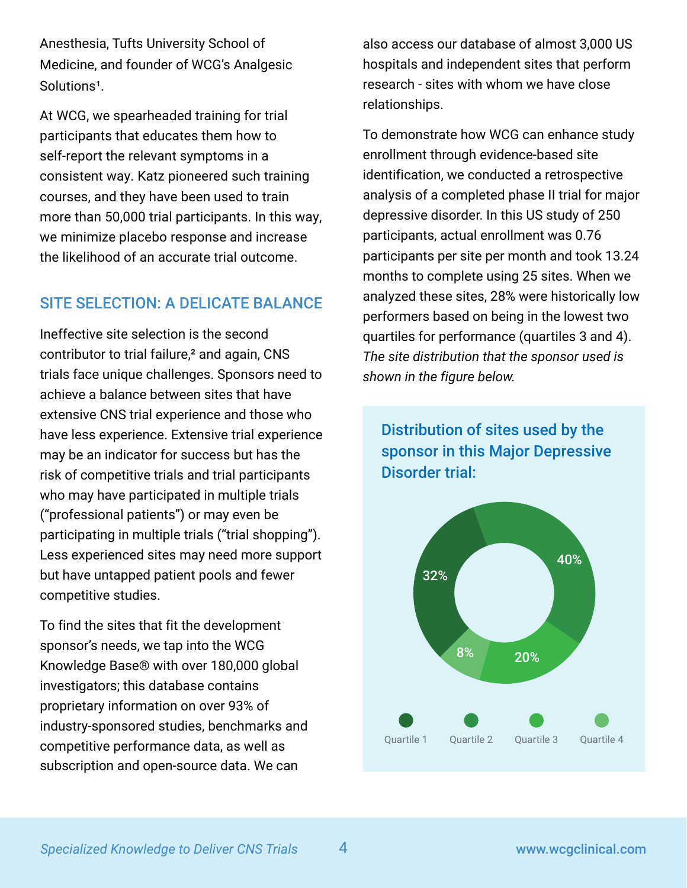Anesthesia, Tufts University School of Medicine, and founder of WCG's Analgesic Solutions[1].

At WCG, we spearheaded training for trial participants that educates them how to self-report the relevant symptoms in a consistent way. Katz pioneered such training courses, and they have been used to train more than 50,000 trial participants. In this way, we minimize placebo response and increase the likelihood of an accurate trial outcome.

## SITE SELECTION: A DELICATE BALANCE

Ineffective site selection is the second contributor to trial failure,[2] and again, CNS trials face unique challenges. Sponsors need to achieve a balance between sites that have extensive CNS trial experience and those who have less experience. Extensive trial experience may be an indicator for success but has the risk of competitive trials and trial participants who may have participated in multiple trials ("professional patients") or may even be participating in multiple trials ("trial shopping"). Less experienced sites may need more support but have untapped patient pools and fewer competitive studies.

To find the sites that fit the development sponsor's needs, we tap into the WCG Knowledge Base® with over 180,000 global investigators; this database contains proprietary information on over 93% of industry-sponsored studies, benchmarks and competitive performance data, as well as subscription and open-source data. We can also access our database of almost 3,000 US hospitals and independent sites that perform research - sites with whom we have close relationships.

To demonstrate how WCG can enhance study enrollment through evidence-based site identification, we conducted a retrospective analysis of a completed phase II trial for major depressive disorder. In this US study of 250 participants, actual enrollment was 0.76 participants per site per month and took 13.24 months to complete using 25 sites. When we analyzed these sites, 28% were historically low performers based on being in the lowest two quartiles for performance (quartiles 3 and 4). *The site distribution that the sponsor used is shown in the figure below.*

### Distribution of sites used by the sponsor in this Major Depressive Disorder trial:

| Quartile | Share of sites |
|---|---|
| Quartile 1 | 32% |
| Quartile 2 | 40% |
| Quartile 3 | 20% |
| Quartile 4 | 8% |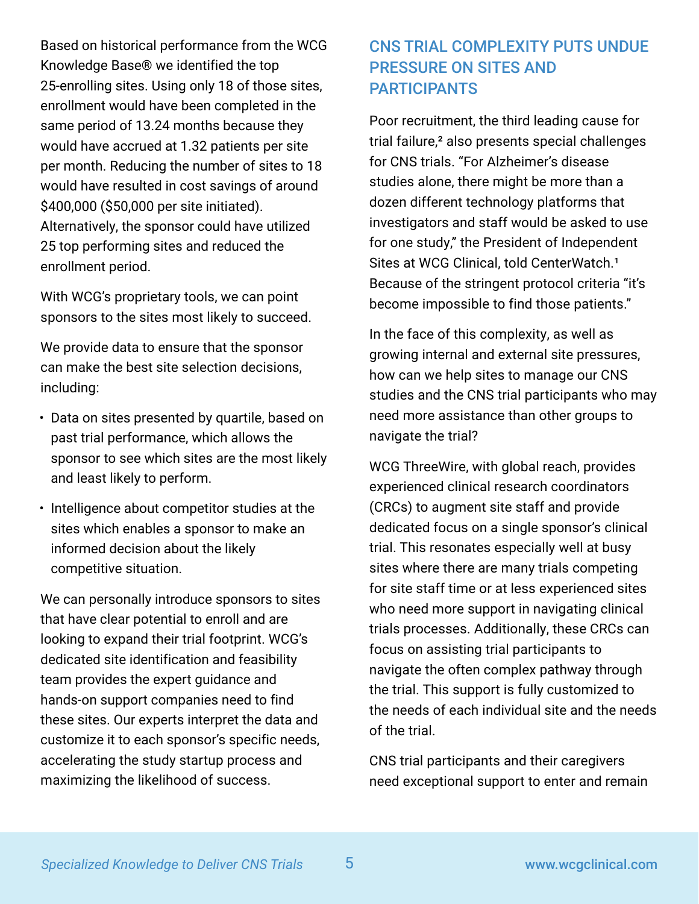Based on historical performance from the WCG Knowledge Base® we identified the top 25-enrolling sites. Using only 18 of those sites, enrollment would have been completed in the same period of 13.24 months because they would have accrued at 1.32 patients per site per month. Reducing the number of sites to 18 would have resulted in cost savings of around $400,000 ($50,000 per site initiated). Alternatively, the sponsor could have utilized 25 top performing sites and reduced the enrollment period.

With WCG's proprietary tools, we can point sponsors to the sites most likely to succeed.

We provide data to ensure that the sponsor can make the best site selection decisions, including:

- Data on sites presented by quartile, based on past trial performance, which allows the sponsor to see which sites are the most likely and least likely to perform.
- Intelligence about competitor studies at the sites which enables a sponsor to make an informed decision about the likely competitive situation.

We can personally introduce sponsors to sites that have clear potential to enroll and are looking to expand their trial footprint. WCG's dedicated site identification and feasibility team provides the expert guidance and hands-on support companies need to find these sites. Our experts interpret the data and customize it to each sponsor's specific needs, accelerating the study startup process and maximizing the likelihood of success.

## CNS TRIAL COMPLEXITY PUTS UNDUE PRESSURE ON SITES AND PARTICIPANTS

Poor recruitment, the third leading cause for trial failure,[2] also presents special challenges for CNS trials. "For Alzheimer's disease studies alone, there might be more than a dozen different technology platforms that investigators and staff would be asked to use for one study," the President of Independent Sites at WCG Clinical, told CenterWatch.[1] Because of the stringent protocol criteria "it's become impossible to find those patients."

In the face of this complexity, as well as growing internal and external site pressures, how can we help sites to manage our CNS studies and the CNS trial participants who may need more assistance than other groups to navigate the trial?

WCG ThreeWire, with global reach, provides experienced clinical research coordinators (CRCs) to augment site staff and provide dedicated focus on a single sponsor's clinical trial. This resonates especially well at busy sites where there are many trials competing for site staff time or at less experienced sites who need more support in navigating clinical trials processes. Additionally, these CRCs can focus on assisting trial participants to navigate the often complex pathway through the trial. This support is fully customized to the needs of each individual site and the needs of the trial.

CNS trial participants and their caregivers need exceptional support to enter and remain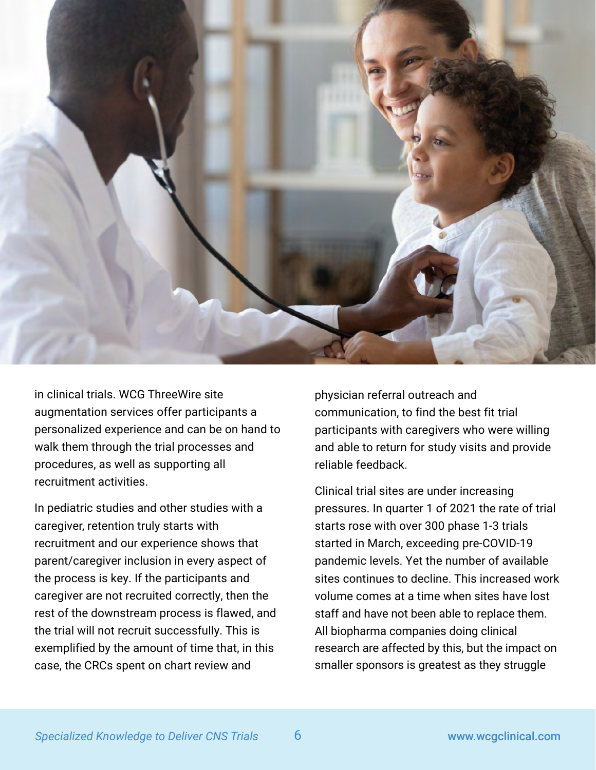in clinical trials. WCG ThreeWire site augmentation services offer participants a personalized experience and can be on hand to walk them through the trial processes and procedures, as well as supporting all recruitment activities.

In pediatric studies and other studies with a caregiver, retention truly starts with recruitment and our experience shows that parent/caregiver inclusion in every aspect of the process is key. If the participants and caregiver are not recruited correctly, then the rest of the downstream process is flawed, and the trial will not recruit successfully. This is exemplified by the amount of time that, in this case, the CRCs spent on chart review and physician referral outreach and communication, to find the best fit trial participants with caregivers who were willing and able to return for study visits and provide reliable feedback.

Clinical trial sites are under increasing pressures. In quarter 1 of 2021 the rate of trial starts rose with over 300 phase 1-3 trials started in March, exceeding pre-COVID-19 pandemic levels. Yet the number of available sites continues to decline. This increased work volume comes at a time when sites have lost staff and have not been able to replace them. All biopharma companies doing clinical research are affected by this, but the impact on smaller sponsors is greatest as they struggle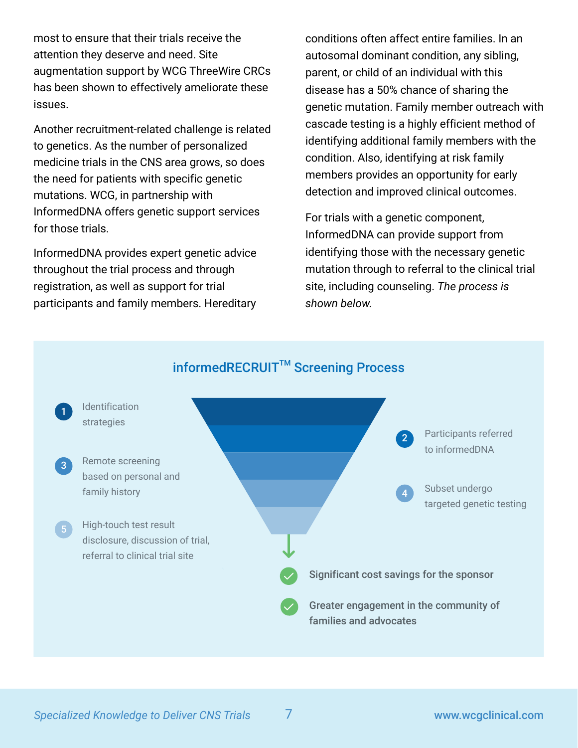most to ensure that their trials receive the attention they deserve and need. Site augmentation support by WCG ThreeWire CRCs has been shown to effectively ameliorate these issues.

Another recruitment-related challenge is related to genetics. As the number of personalized medicine trials in the CNS area grows, so does the need for patients with specific genetic mutations. WCG, in partnership with InformedDNA offers genetic support services for those trials.

InformedDNA provides expert genetic advice throughout the trial process and through registration, as well as support for trial participants and family members. Hereditary conditions often affect entire families. In an autosomal dominant condition, any sibling, parent, or child of an individual with this disease has a 50% chance of sharing the genetic mutation. Family member outreach with cascade testing is a highly efficient method of identifying additional family members with the condition. Also, identifying at risk family members provides an opportunity for early detection and improved clinical outcomes.

For trials with a genetic component, InformedDNA can provide support from identifying those with the necessary genetic mutation through to referral to the clinical trial site, including counseling. *The process is shown below.*

## informedRECRUIT™ Screening Process

1. Identification strategies
2. Participants referred to informedDNA
3. Remote screening based on personal and family history
4. Subset undergo targeted genetic testing
5. High-touch test result disclosure, discussion of trial, referral to clinical trial site

- **Significant cost savings for the sponsor**
- **Greater engagement in the community of families and advocates**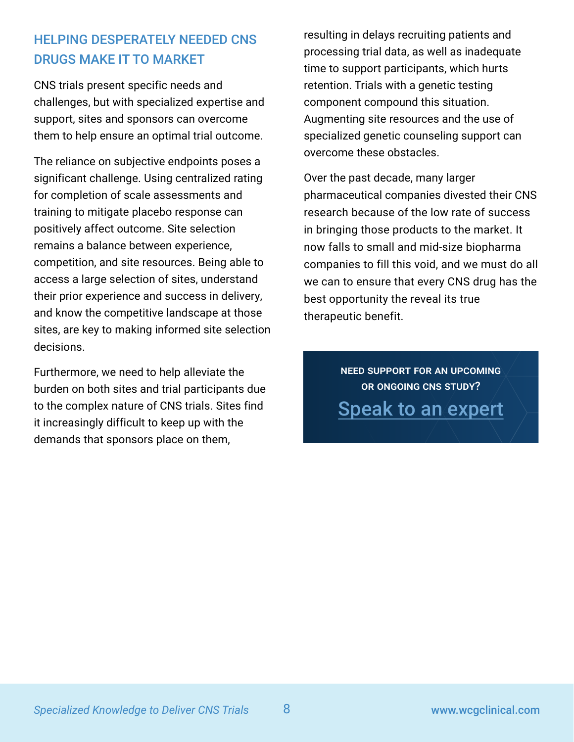## HELPING DESPERATELY NEEDED CNS DRUGS MAKE IT TO MARKET

CNS trials present specific needs and challenges, but with specialized expertise and support, sites and sponsors can overcome them to help ensure an optimal trial outcome.

The reliance on subjective endpoints poses a significant challenge. Using centralized rating for completion of scale assessments and training to mitigate placebo response can positively affect outcome. Site selection remains a balance between experience, competition, and site resources. Being able to access a large selection of sites, understand their prior experience and success in delivery, and know the competitive landscape at those sites, are key to making informed site selection decisions.

Furthermore, we need to help alleviate the burden on both sites and trial participants due to the complex nature of CNS trials. Sites find it increasingly difficult to keep up with the demands that sponsors place on them, resulting in delays recruiting patients and processing trial data, as well as inadequate time to support participants, which hurts retention. Trials with a genetic testing component compound this situation. Augmenting site resources and the use of specialized genetic counseling support can overcome these obstacles.

Over the past decade, many larger pharmaceutical companies divested their CNS research because of the low rate of success in bringing those products to the market. It now falls to small and mid-size biopharma companies to fill this void, and we must do all we can to ensure that every CNS drug has the best opportunity the reveal its true therapeutic benefit.

**NEED SUPPORT FOR AN UPCOMING OR ONGOING CNS STUDY?**

Speak to an expert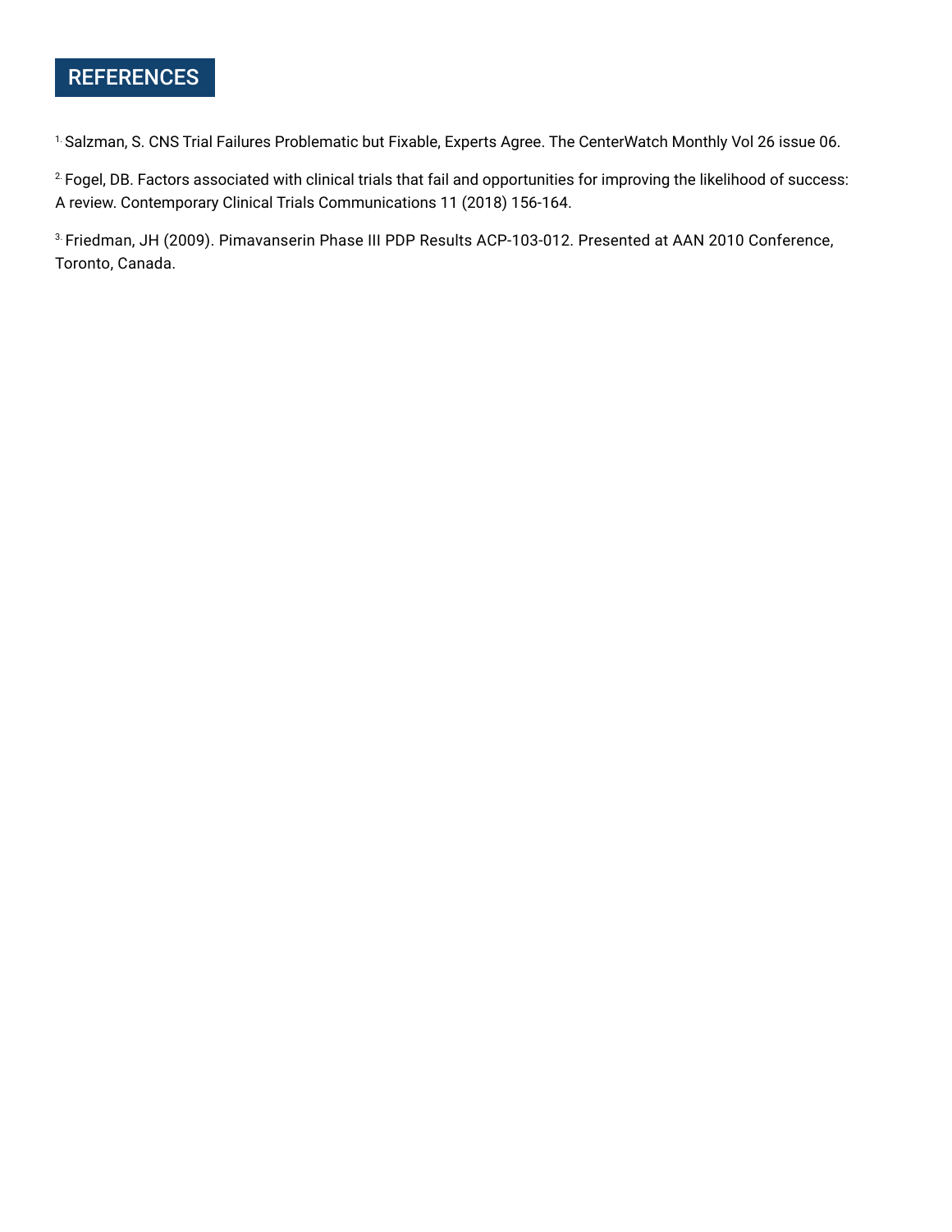## REFERENCES

[1] Salzman, S. CNS Trial Failures Problematic but Fixable, Experts Agree. The CenterWatch Monthly Vol 26 issue 06.

[2] Fogel, DB. Factors associated with clinical trials that fail and opportunities for improving the likelihood of success: A review. Contemporary Clinical Trials Communications 11 (2018) 156-164.

[3] Friedman, JH (2009). Pimavanserin Phase III PDP Results ACP-103-012. Presented at AAN 2010 Conference, Toronto, Canada.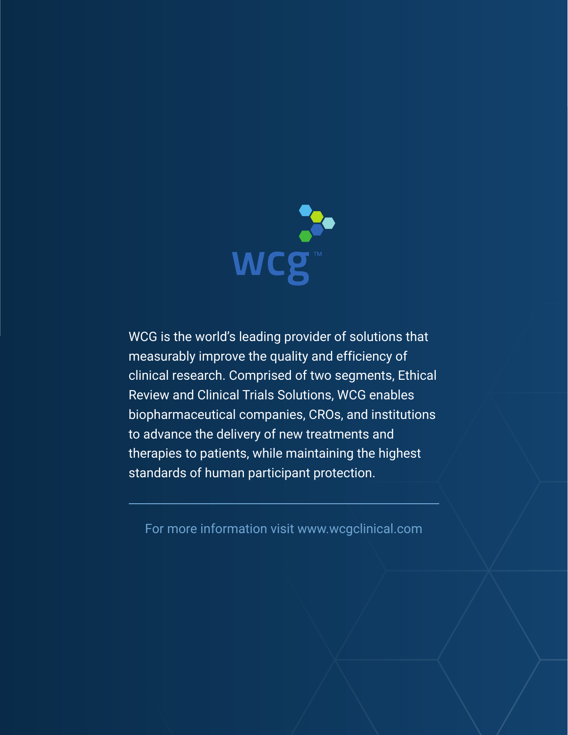wcg™

WCG is the world's leading provider of solutions that measurably improve the quality and efficiency of clinical research. Comprised of two segments, Ethical Review and Clinical Trials Solutions, WCG enables biopharmaceutical companies, CROs, and institutions to advance the delivery of new treatments and therapies to patients, while maintaining the highest standards of human participant protection.

---

For more information visit www.wcgclinical.com